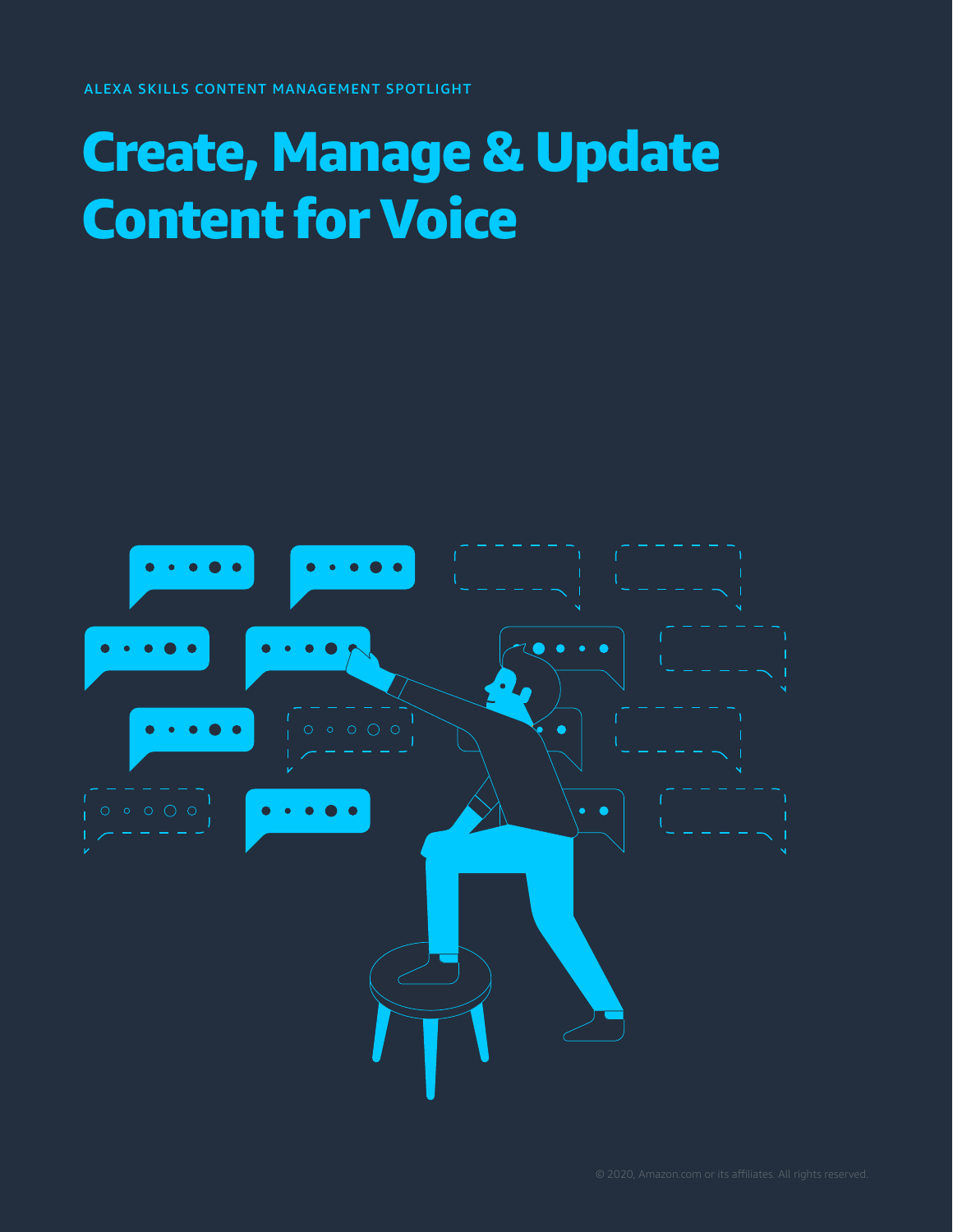ALEXA SKILLS CONTENT MANAGEMENT SPOTLIGHT

# Create, Manage & Update Content for Voice

© 2020, Amazon.com or its affiliates. All rights reserved.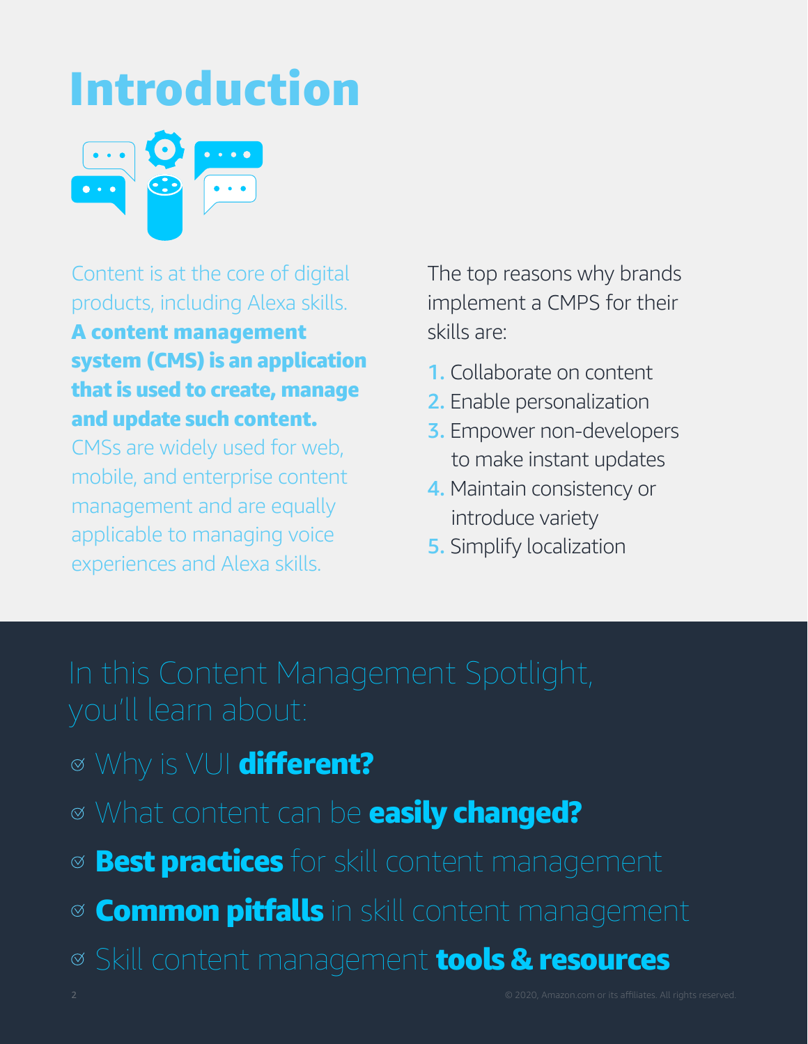# Introduction

Content is at the core of digital products, including Alexa skills. **A content management system (CMS) is an application that is used to create, manage and update such content.** CMSs are widely used for web, mobile, and enterprise content management and are equally applicable to managing voice experiences and Alexa skills.

The top reasons why brands implement a CMPS for their skills are:

1. Collaborate on content
2. Enable personalization
3. Empower non-developers to make instant updates
4. Maintain consistency or introduce variety
5. Simplify localization

## In this Content Management Spotlight, you'll learn about:

- Why is VUI **different?**
- What content can be **easily changed?**
- **Best practices** for skill content management
- **Common pitfalls** in skill content management
- Skill content management **tools & resources**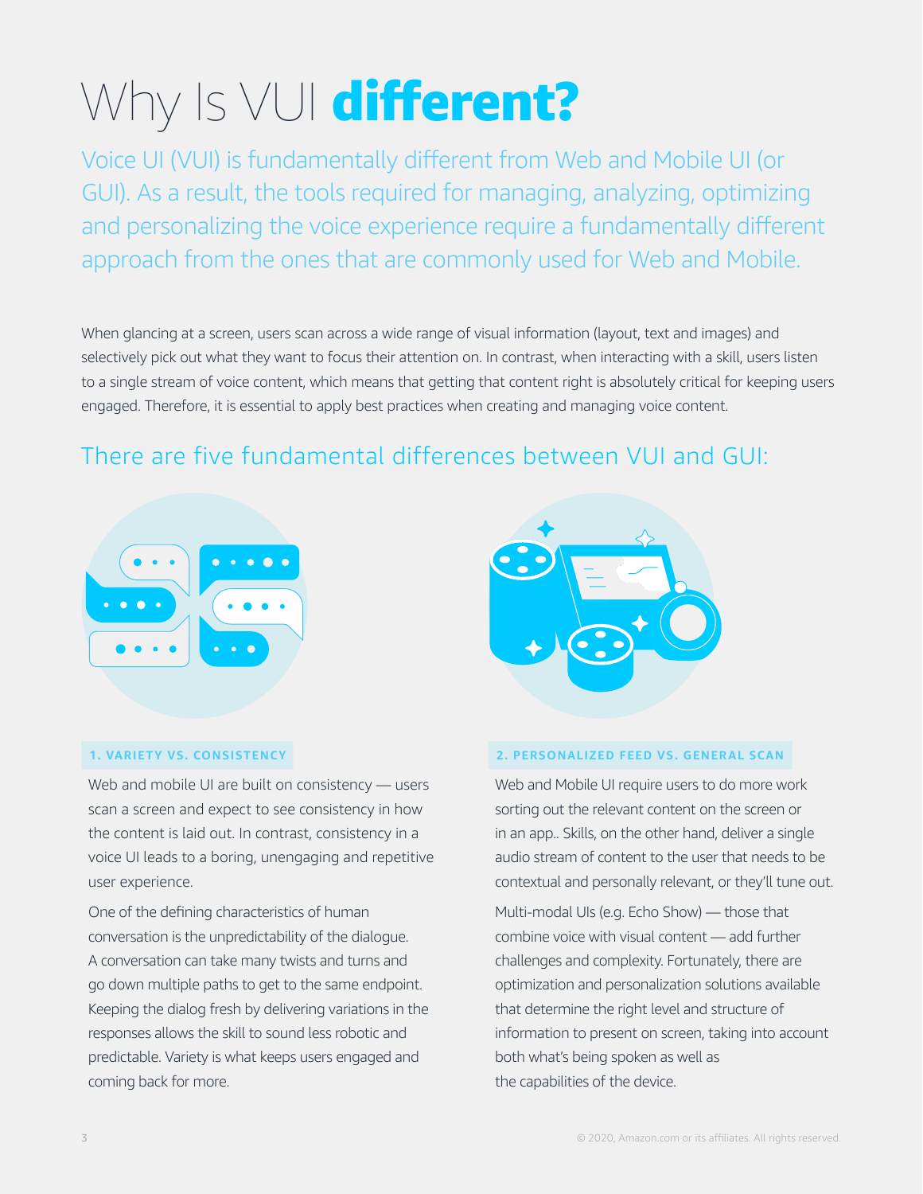# Why Is VUI **different?**

Voice UI (VUI) is fundamentally different from Web and Mobile UI (or GUI). As a result, the tools required for managing, analyzing, optimizing and personalizing the voice experience require a fundamentally different approach from the ones that are commonly used for Web and Mobile.

When glancing at a screen, users scan across a wide range of visual information (layout, text and images) and selectively pick out what they want to focus their attention on. In contrast, when interacting with a skill, users listen to a single stream of voice content, which means that getting that content right is absolutely critical for keeping users engaged. Therefore, it is essential to apply best practices when creating and managing voice content.

## There are five fundamental differences between VUI and GUI:

### 1. VARIETY VS. CONSISTENCY

Web and mobile UI are built on consistency — users scan a screen and expect to see consistency in how the content is laid out. In contrast, consistency in a voice UI leads to a boring, unengaging and repetitive user experience.

One of the defining characteristics of human conversation is the unpredictability of the dialogue. A conversation can take many twists and turns and go down multiple paths to get to the same endpoint. Keeping the dialog fresh by delivering variations in the responses allows the skill to sound less robotic and predictable. Variety is what keeps users engaged and coming back for more.

### 2. PERSONALIZED FEED VS. GENERAL SCAN

Web and Mobile UI require users to do more work sorting out the relevant content on the screen or in an app.. Skills, on the other hand, deliver a single audio stream of content to the user that needs to be contextual and personally relevant, or they'll tune out.

Multi-modal UIs (e.g. Echo Show) — those that combine voice with visual content — add further challenges and complexity. Fortunately, there are optimization and personalization solutions available that determine the right level and structure of information to present on screen, taking into account both what's being spoken as well as the capabilities of the device.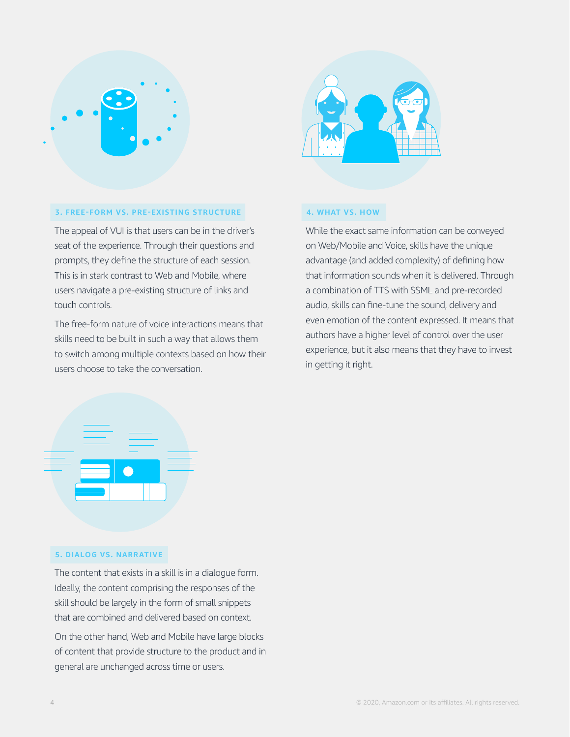### 3. FREE-FORM VS. PRE-EXISTING STRUCTURE

The appeal of VUI is that users can be in the driver's seat of the experience. Through their questions and prompts, they define the structure of each session. This is in stark contrast to Web and Mobile, where users navigate a pre-existing structure of links and touch controls.

The free-form nature of voice interactions means that skills need to be built in such a way that allows them to switch among multiple contexts based on how their users choose to take the conversation.

### 4. WHAT VS. HOW

While the exact same information can be conveyed on Web/Mobile and Voice, skills have the unique advantage (and added complexity) of defining how that information sounds when it is delivered. Through a combination of TTS with SSML and pre-recorded audio, skills can fine-tune the sound, delivery and even emotion of the content expressed. It means that authors have a higher level of control over the user experience, but it also means that they have to invest in getting it right.

### 5. DIALOG VS. NARRATIVE

The content that exists in a skill is in a dialogue form. Ideally, the content comprising the responses of the skill should be largely in the form of small snippets that are combined and delivered based on context.

On the other hand, Web and Mobile have large blocks of content that provide structure to the product and in general are unchanged across time or users.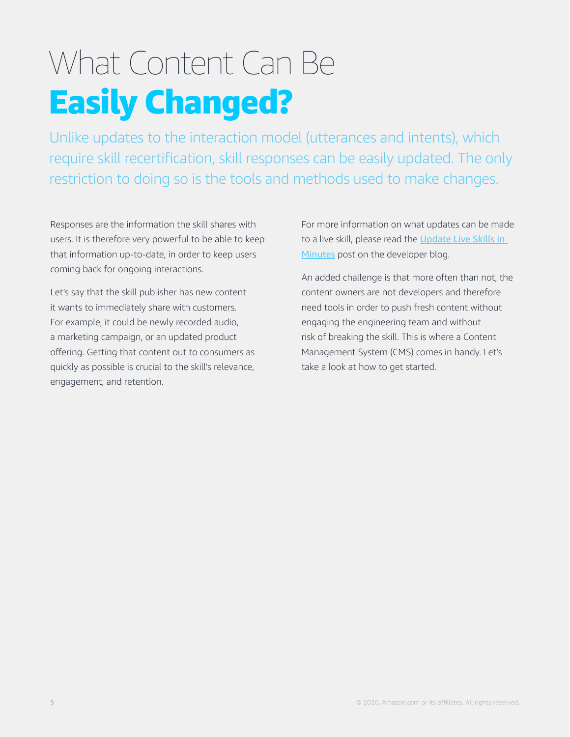# What Content Can Be **Easily Changed?**

Unlike updates to the interaction model (utterances and intents), which require skill recertification, skill responses can be easily updated. The only restriction to doing so is the tools and methods used to make changes.

Responses are the information the skill shares with users. It is therefore very powerful to be able to keep that information up-to-date, in order to keep users coming back for ongoing interactions.

Let's say that the skill publisher has new content it wants to immediately share with customers. For example, it could be newly recorded audio, a marketing campaign, or an updated product offering. Getting that content out to consumers as quickly as possible is crucial to the skill's relevance, engagement, and retention.

For more information on what updates can be made to a live skill, please read the Update Live Skills in Minutes post on the developer blog.

An added challenge is that more often than not, the content owners are not developers and therefore need tools in order to push fresh content without engaging the engineering team and without risk of breaking the skill. This is where a Content Management System (CMS) comes in handy. Let's take a look at how to get started.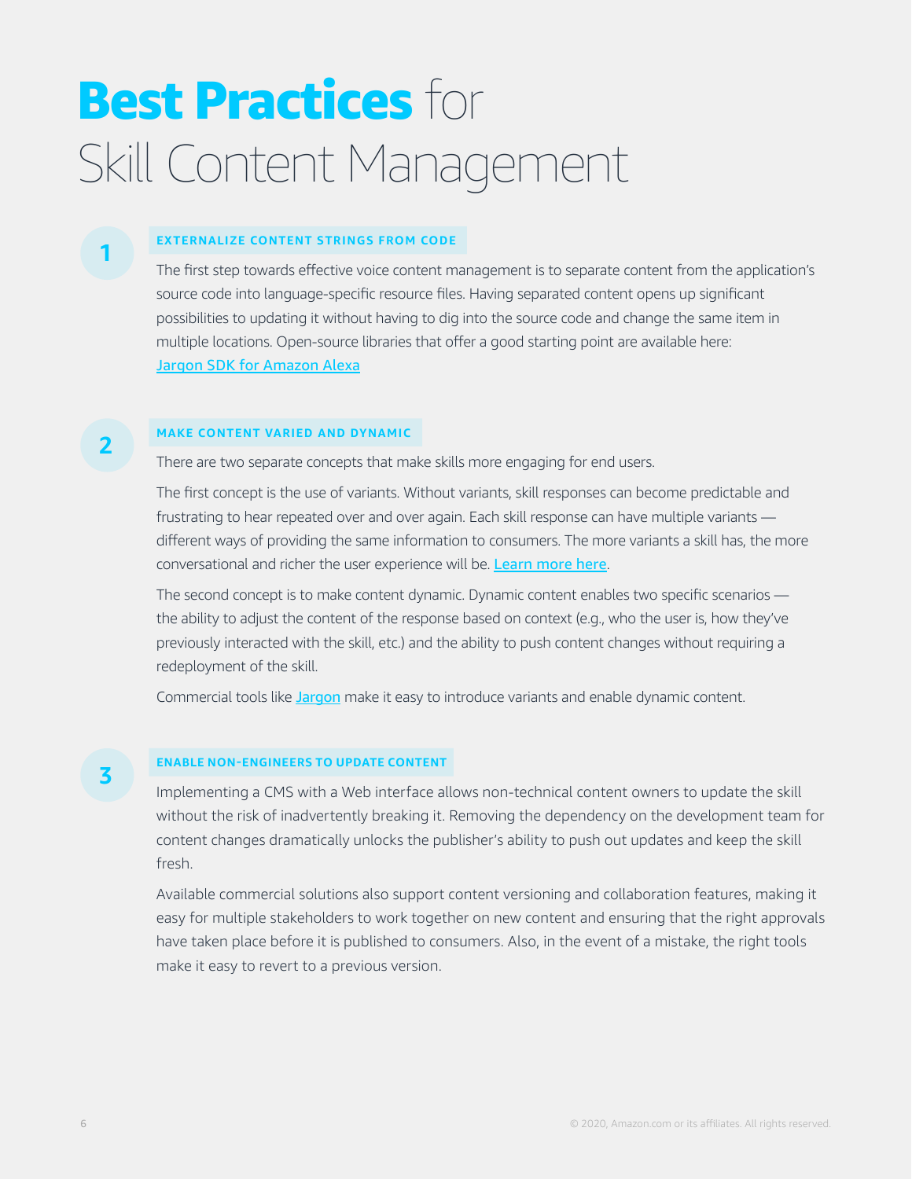# **Best Practices** for Skill Content Management

## 1 EXTERNALIZE CONTENT STRINGS FROM CODE

The first step towards effective voice content management is to separate content from the application's source code into language-specific resource files. Having separated content opens up significant possibilities to updating it without having to dig into the source code and change the same item in multiple locations. Open-source libraries that offer a good starting point are available here: Jargon SDK for Amazon Alexa

## 2 MAKE CONTENT VARIED AND DYNAMIC

There are two separate concepts that make skills more engaging for end users.

The first concept is the use of variants. Without variants, skill responses can become predictable and frustrating to hear repeated over and over again. Each skill response can have multiple variants — different ways of providing the same information to consumers. The more variants a skill has, the more conversational and richer the user experience will be. Learn more here.

The second concept is to make content dynamic. Dynamic content enables two specific scenarios — the ability to adjust the content of the response based on context (e.g., who the user is, how they've previously interacted with the skill, etc.) and the ability to push content changes without requiring a redeployment of the skill.

Commercial tools like Jargon make it easy to introduce variants and enable dynamic content.

## 3 ENABLE NON-ENGINEERS TO UPDATE CONTENT

Implementing a CMS with a Web interface allows non-technical content owners to update the skill without the risk of inadvertently breaking it. Removing the dependency on the development team for content changes dramatically unlocks the publisher's ability to push out updates and keep the skill fresh.

Available commercial solutions also support content versioning and collaboration features, making it easy for multiple stakeholders to work together on new content and ensuring that the right approvals have taken place before it is published to consumers. Also, in the event of a mistake, the right tools make it easy to revert to a previous version.

© 2020, Amazon.com or its affiliates. All rights reserved.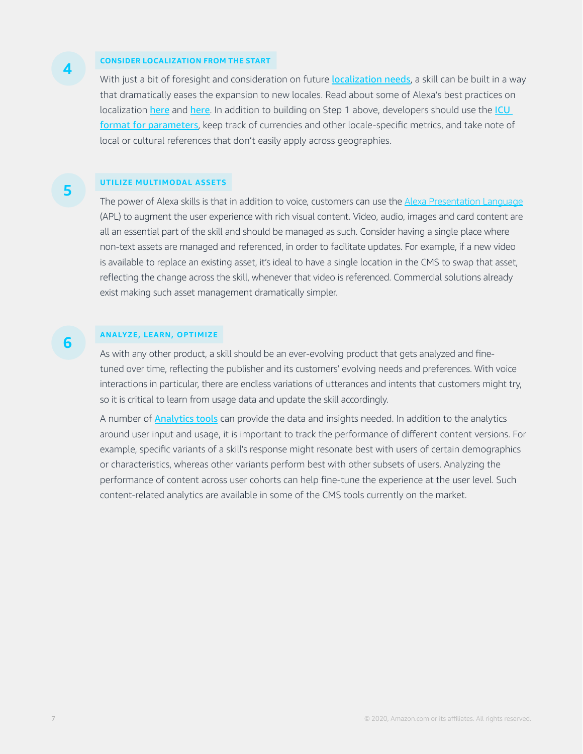## 4 CONSIDER LOCALIZATION FROM THE START

With just a bit of foresight and consideration on future localization needs, a skill can be built in a way that dramatically eases the expansion to new locales. Read about some of Alexa's best practices on localization here and here. In addition to building on Step 1 above, developers should use the ICU format for parameters, keep track of currencies and other locale-specific metrics, and take note of local or cultural references that don't easily apply across geographies.

## 5 UTILIZE MULTIMODAL ASSETS

The power of Alexa skills is that in addition to voice, customers can use the Alexa Presentation Language (APL) to augment the user experience with rich visual content. Video, audio, images and card content are all an essential part of the skill and should be managed as such. Consider having a single place where non-text assets are managed and referenced, in order to facilitate updates. For example, if a new video is available to replace an existing asset, it's ideal to have a single location in the CMS to swap that asset, reflecting the change across the skill, whenever that video is referenced. Commercial solutions already exist making such asset management dramatically simpler.

## 6 ANALYZE, LEARN, OPTIMIZE

As with any other product, a skill should be an ever-evolving product that gets analyzed and fine-tuned over time, reflecting the publisher and its customers' evolving needs and preferences. With voice interactions in particular, there are endless variations of utterances and intents that customers might try, so it is critical to learn from usage data and update the skill accordingly.

A number of Analytics tools can provide the data and insights needed. In addition to the analytics around user input and usage, it is important to track the performance of different content versions. For example, specific variants of a skill's response might resonate best with users of certain demographics or characteristics, whereas other variants perform best with other subsets of users. Analyzing the performance of content across user cohorts can help fine-tune the experience at the user level. Such content-related analytics are available in some of the CMS tools currently on the market.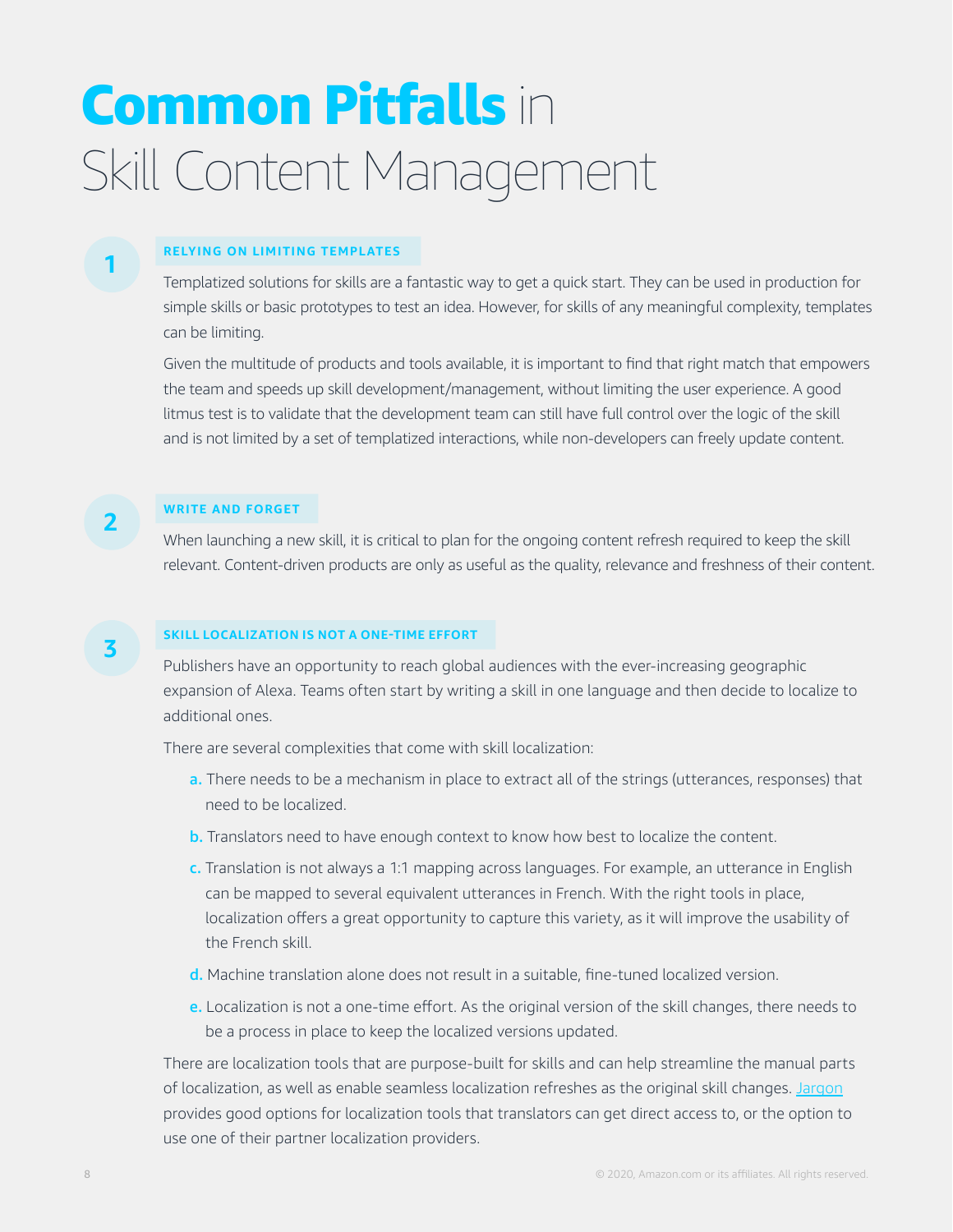# **Common Pitfalls** in Skill Content Management

## 1. RELYING ON LIMITING TEMPLATES

Templatized solutions for skills are a fantastic way to get a quick start. They can be used in production for simple skills or basic prototypes to test an idea. However, for skills of any meaningful complexity, templates can be limiting.

Given the multitude of products and tools available, it is important to find that right match that empowers the team and speeds up skill development/management, without limiting the user experience. A good litmus test is to validate that the development team can still have full control over the logic of the skill and is not limited by a set of templatized interactions, while non-developers can freely update content.

## 2. WRITE AND FORGET

When launching a new skill, it is critical to plan for the ongoing content refresh required to keep the skill relevant. Content-driven products are only as useful as the quality, relevance and freshness of their content.

## 3. SKILL LOCALIZATION IS NOT A ONE-TIME EFFORT

Publishers have an opportunity to reach global audiences with the ever-increasing geographic expansion of Alexa. Teams often start by writing a skill in one language and then decide to localize to additional ones.

There are several complexities that come with skill localization:

- **a.** There needs to be a mechanism in place to extract all of the strings (utterances, responses) that need to be localized.
- **b.** Translators need to have enough context to know how best to localize the content.
- **c.** Translation is not always a 1:1 mapping across languages. For example, an utterance in English can be mapped to several equivalent utterances in French. With the right tools in place, localization offers a great opportunity to capture this variety, as it will improve the usability of the French skill.
- **d.** Machine translation alone does not result in a suitable, fine-tuned localized version.
- **e.** Localization is not a one-time effort. As the original version of the skill changes, there needs to be a process in place to keep the localized versions updated.

There are localization tools that are purpose-built for skills and can help streamline the manual parts of localization, as well as enable seamless localization refreshes as the original skill changes. Jargon provides good options for localization tools that translators can get direct access to, or the option to use one of their partner localization providers.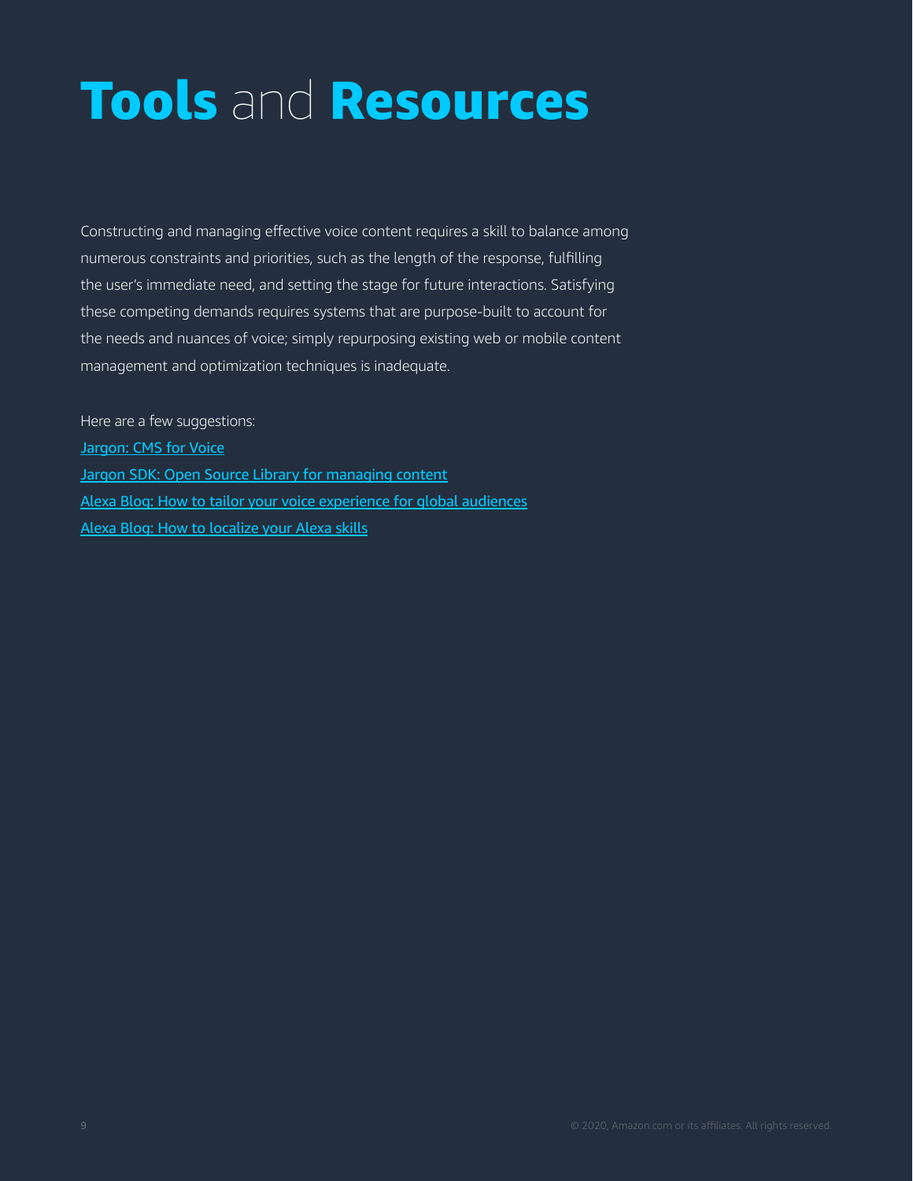# **Tools** and **Resources**

Constructing and managing effective voice content requires a skill to balance among numerous constraints and priorities, such as the length of the response, fulfilling the user's immediate need, and setting the stage for future interactions. Satisfying these competing demands requires systems that are purpose-built to account for the needs and nuances of voice; simply repurposing existing web or mobile content management and optimization techniques is inadequate.

Here are a few suggestions:

Jargon: CMS for Voice

Jargon SDK: Open Source Library for managing content

Alexa Blog: How to tailor your voice experience for global audiences

Alexa Blog: How to localize your Alexa skills

© 2020, Amazon.com or its affiliates. All rights reserved.